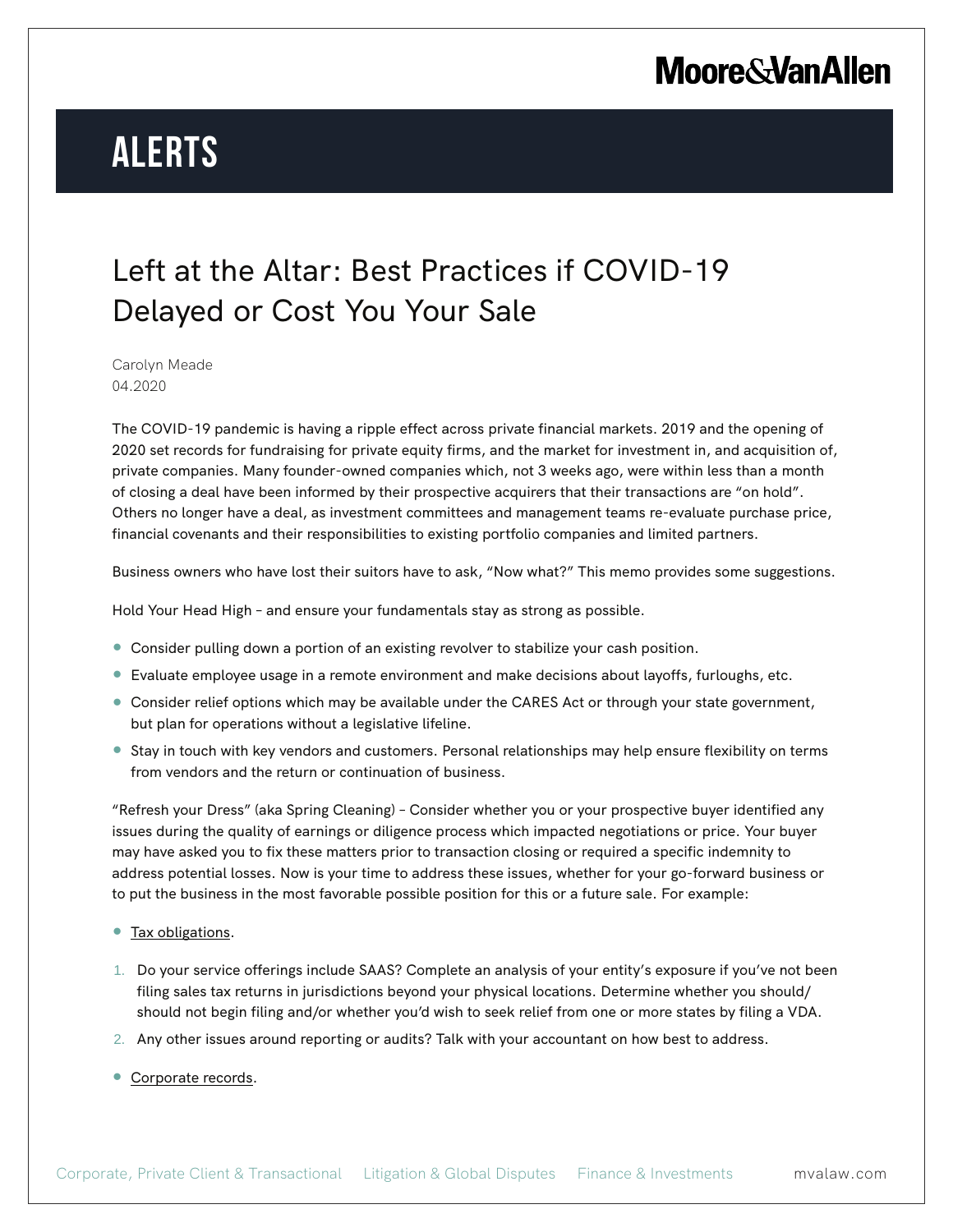# ALERTS

## Left at the Altar: Best Practices if COVID-19 Delayed or Cost You Your Sale

Carolyn Meade
04.2020

The COVID-19 pandemic is having a ripple effect across private financial markets. 2019 and the opening of 2020 set records for fundraising for private equity firms, and the market for investment in, and acquisition of, private companies. Many founder-owned companies which, not 3 weeks ago, were within less than a month of closing a deal have been informed by their prospective acquirers that their transactions are "on hold". Others no longer have a deal, as investment committees and management teams re-evaluate purchase price, financial covenants and their responsibilities to existing portfolio companies and limited partners.

Business owners who have lost their suitors have to ask, "Now what?" This memo provides some suggestions.

Hold Your Head High – and ensure your fundamentals stay as strong as possible.

- Consider pulling down a portion of an existing revolver to stabilize your cash position.
- Evaluate employee usage in a remote environment and make decisions about layoffs, furloughs, etc.
- Consider relief options which may be available under the CARES Act or through your state government, but plan for operations without a legislative lifeline.
- Stay in touch with key vendors and customers. Personal relationships may help ensure flexibility on terms from vendors and the return or continuation of business.

"Refresh your Dress" (aka Spring Cleaning) – Consider whether you or your prospective buyer identified any issues during the quality of earnings or diligence process which impacted negotiations or price. Your buyer may have asked you to fix these matters prior to transaction closing or required a specific indemnity to address potential losses. Now is your time to address these issues, whether for your go-forward business or to put the business in the most favorable possible position for this or a future sale. For example:

- Tax obligations.

1. Do your service offerings include SAAS? Complete an analysis of your entity's exposure if you've not been filing sales tax returns in jurisdictions beyond your physical locations. Determine whether you should/should not begin filing and/or whether you'd wish to seek relief from one or more states by filing a VDA.
2. Any other issues around reporting or audits? Talk with your accountant on how best to address.

- Corporate records.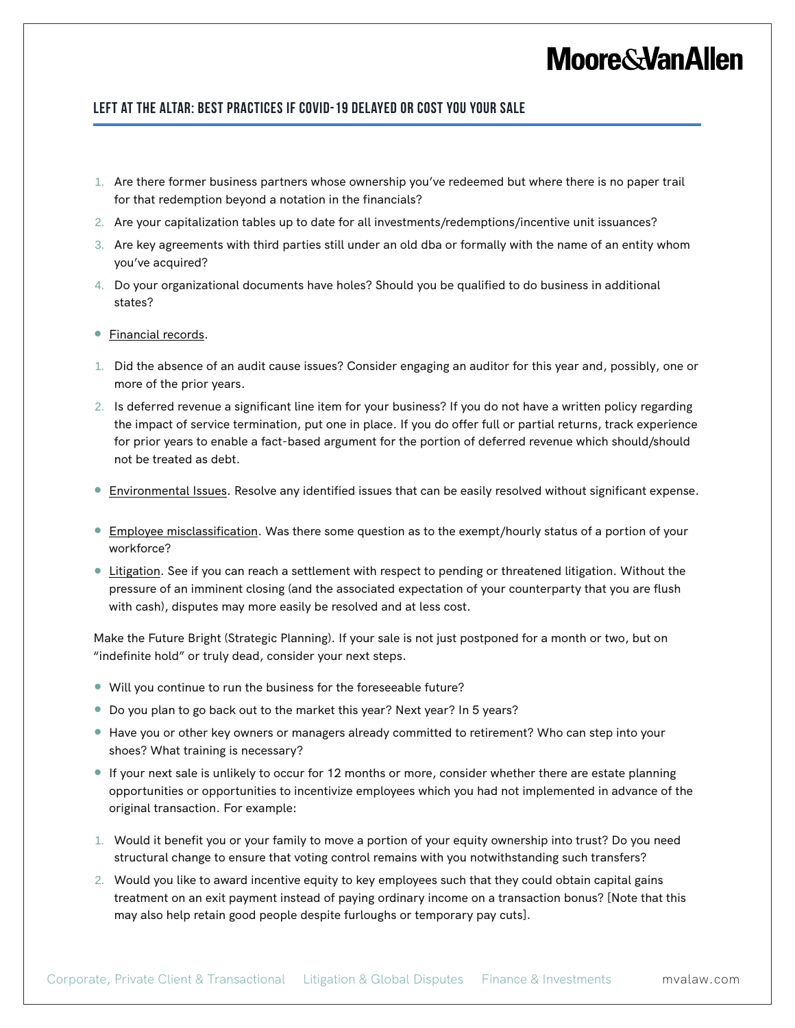1. Are there former business partners whose ownership you've redeemed but where there is no paper trail for that redemption beyond a notation in the financials?
2. Are your capitalization tables up to date for all investments/redemptions/incentive unit issuances?
3. Are key agreements with third parties still under an old dba or formally with the name of an entity whom you've acquired?
4. Do your organizational documents have holes? Should you be qualified to do business in additional states?

- <u>Financial records</u>.

1. Did the absence of an audit cause issues? Consider engaging an auditor for this year and, possibly, one or more of the prior years.
2. Is deferred revenue a significant line item for your business? If you do not have a written policy regarding the impact of service termination, put one in place. If you do offer full or partial returns, track experience for prior years to enable a fact-based argument for the portion of deferred revenue which should/should not be treated as debt.

- <u>Environmental Issues</u>. Resolve any identified issues that can be easily resolved without significant expense.
- <u>Employee misclassification</u>. Was there some question as to the exempt/hourly status of a portion of your workforce?
- <u>Litigation</u>. See if you can reach a settlement with respect to pending or threatened litigation. Without the pressure of an imminent closing (and the associated expectation of your counterparty that you are flush with cash), disputes may more easily be resolved and at less cost.

Make the Future Bright (Strategic Planning). If your sale is not just postponed for a month or two, but on "indefinite hold" or truly dead, consider your next steps.

- Will you continue to run the business for the foreseeable future?
- Do you plan to go back out to the market this year? Next year? In 5 years?
- Have you or other key owners or managers already committed to retirement? Who can step into your shoes? What training is necessary?
- If your next sale is unlikely to occur for 12 months or more, consider whether there are estate planning opportunities or opportunities to incentivize employees which you had not implemented in advance of the original transaction. For example:

1. Would it benefit you or your family to move a portion of your equity ownership into trust? Do you need structural change to ensure that voting control remains with you notwithstanding such transfers?
2. Would you like to award incentive equity to key employees such that they could obtain capital gains treatment on an exit payment instead of paying ordinary income on a transaction bonus? [Note that this may also help retain good people despite furloughs or temporary pay cuts].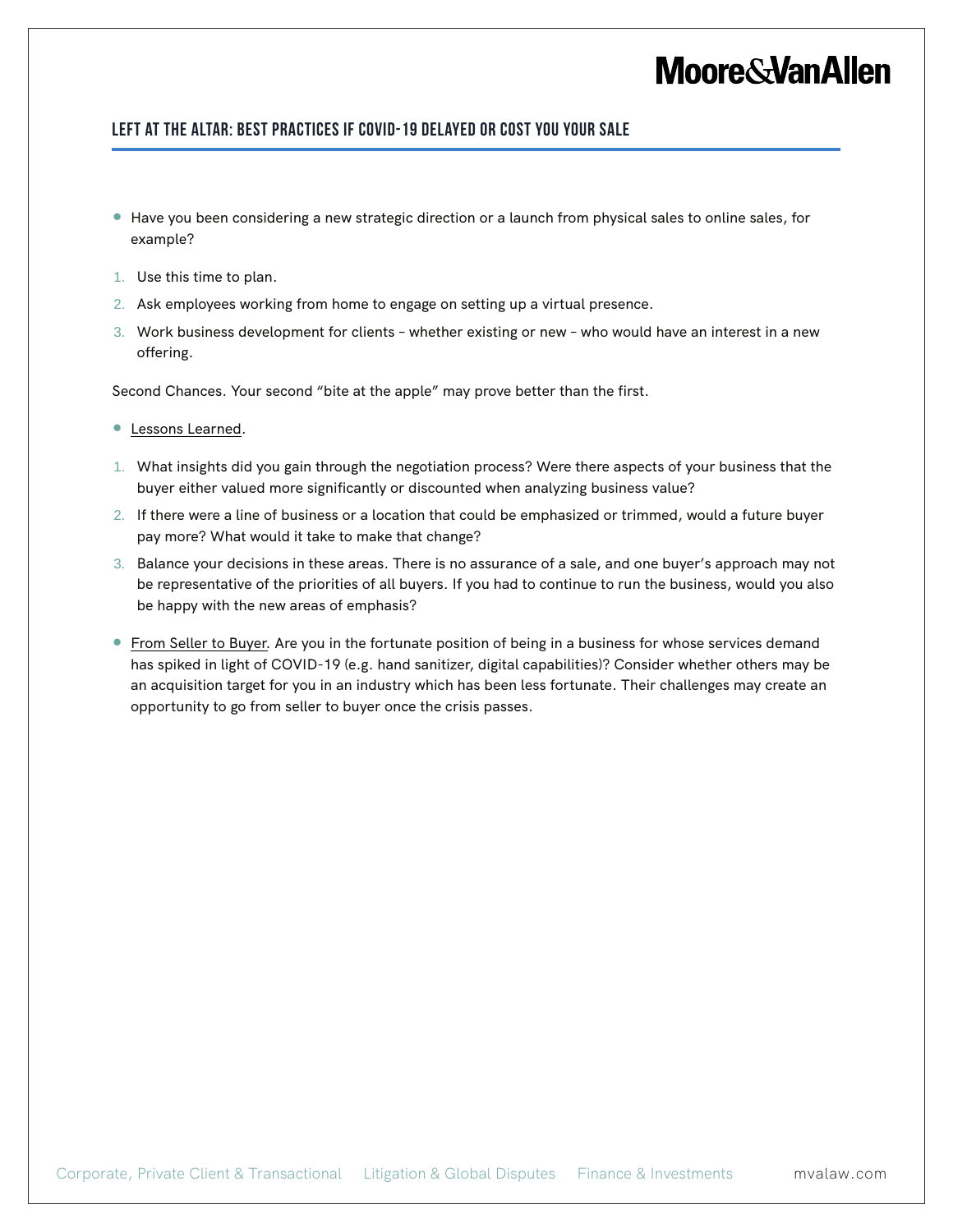- Have you been considering a new strategic direction or a launch from physical sales to online sales, for example?

1. Use this time to plan.
2. Ask employees working from home to engage on setting up a virtual presence.
3. Work business development for clients – whether existing or new – who would have an interest in a new offering.

Second Chances. Your second "bite at the apple" may prove better than the first.

- Lessons Learned.

1. What insights did you gain through the negotiation process? Were there aspects of your business that the buyer either valued more significantly or discounted when analyzing business value?
2. If there were a line of business or a location that could be emphasized or trimmed, would a future buyer pay more? What would it take to make that change?
3. Balance your decisions in these areas. There is no assurance of a sale, and one buyer's approach may not be representative of the priorities of all buyers. If you had to continue to run the business, would you also be happy with the new areas of emphasis?

- From Seller to Buyer. Are you in the fortunate position of being in a business for whose services demand has spiked in light of COVID-19 (e.g. hand sanitizer, digital capabilities)? Consider whether others may be an acquisition target for you in an industry which has been less fortunate. Their challenges may create an opportunity to go from seller to buyer once the crisis passes.